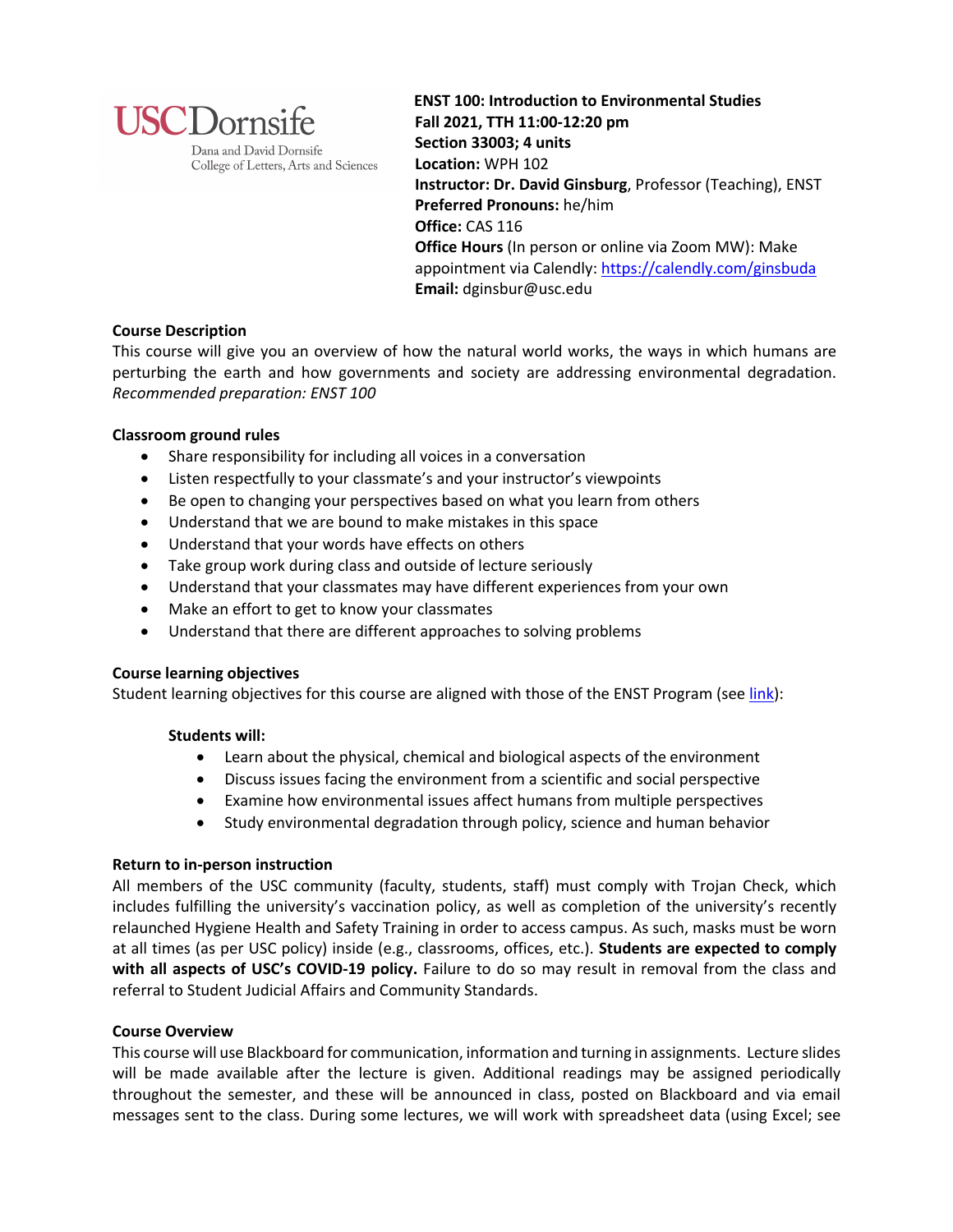USC Dornsife
Dana and David Dornsife College of Letters, Arts and Sciences

**ENST 100: Introduction to Environmental Studies**
**Fall 2021, TTH 11:00-12:20 pm**
**Section 33003; 4 units**
**Location:** WPH 102
**Instructor: Dr. David Ginsburg**, Professor (Teaching), ENST
**Preferred Pronouns:** he/him
**Office:** CAS 116
**Office Hours** (In person or online via Zoom MW): Make appointment via Calendly: [https://calendly.com/ginsbuda](https://calendly.com/ginsbuda)
**Email:** dginsbur@usc.edu

**Course Description**

This course will give you an overview of how the natural world works, the ways in which humans are perturbing the earth and how governments and society are addressing environmental degradation. *Recommended preparation: ENST 100*

**Classroom ground rules**

- Share responsibility for including all voices in a conversation
- Listen respectfully to your classmate's and your instructor's viewpoints
- Be open to changing your perspectives based on what you learn from others
- Understand that we are bound to make mistakes in this space
- Understand that your words have effects on others
- Take group work during class and outside of lecture seriously
- Understand that your classmates may have different experiences from your own
- Make an effort to get to know your classmates
- Understand that there are different approaches to solving problems

**Course learning objectives**

Student learning objectives for this course are aligned with those of the ENST Program (see link):

**Students will:**

- Learn about the physical, chemical and biological aspects of the environment
- Discuss issues facing the environment from a scientific and social perspective
- Examine how environmental issues affect humans from multiple perspectives
- Study environmental degradation through policy, science and human behavior

**Return to in-person instruction**

All members of the USC community (faculty, students, staff) must comply with Trojan Check, which includes fulfilling the university's vaccination policy, as well as completion of the university's recently relaunched Hygiene Health and Safety Training in order to access campus. As such, masks must be worn at all times (as per USC policy) inside (e.g., classrooms, offices, etc.). **Students are expected to comply with all aspects of USC's COVID-19 policy.** Failure to do so may result in removal from the class and referral to Student Judicial Affairs and Community Standards.

**Course Overview**

This course will use Blackboard for communication, information and turning in assignments. Lecture slides will be made available after the lecture is given. Additional readings may be assigned periodically throughout the semester, and these will be announced in class, posted on Blackboard and via email messages sent to the class. During some lectures, we will work with spreadsheet data (using Excel; see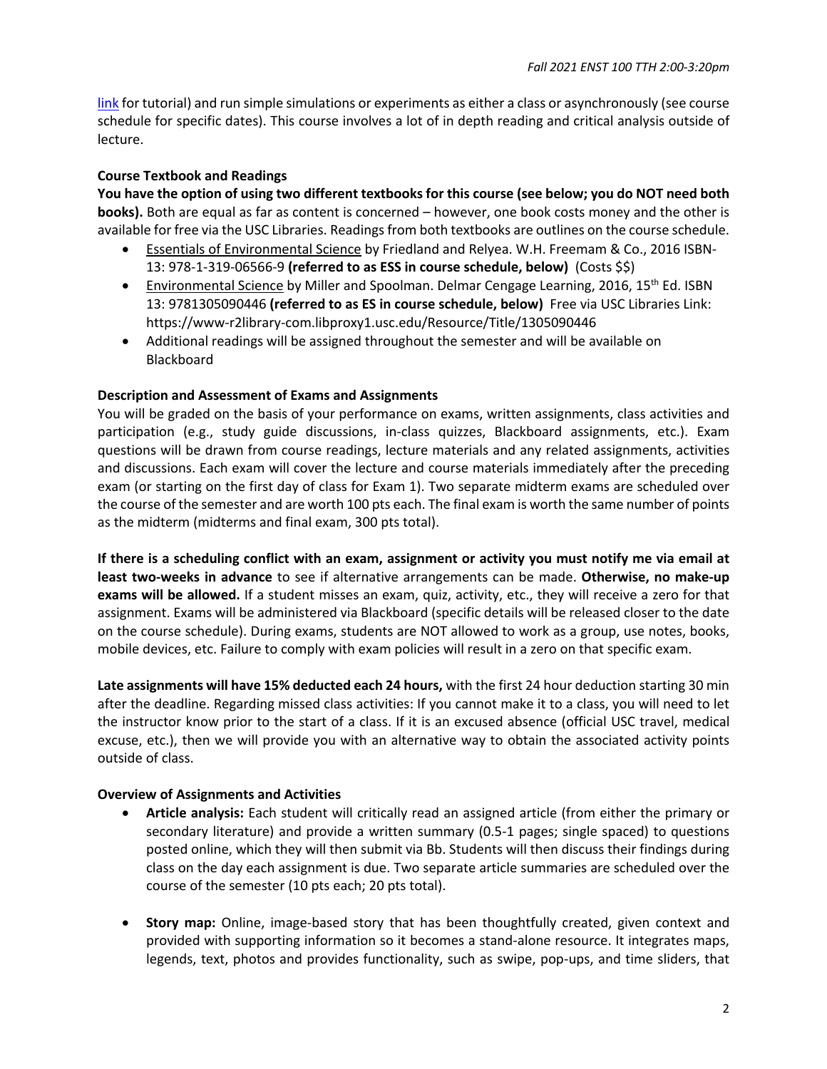link for tutorial) and run simple simulations or experiments as either a class or asynchronously (see course schedule for specific dates). This course involves a lot of in depth reading and critical analysis outside of lecture.

**Course Textbook and Readings**

**You have the option of using two different textbooks for this course (see below; you do NOT need both books).** Both are equal as far as content is concerned – however, one book costs money and the other is available for free via the USC Libraries. Readings from both textbooks are outlines on the course schedule.

- Essentials of Environmental Science by Friedland and Relyea. W.H. Freemam & Co., 2016 ISBN-13: 978-1-319-06566-9 **(referred to as ESS in course schedule, below)** (Costs $$)
- Environmental Science by Miller and Spoolman. Delmar Cengage Learning, 2016, 15th Ed. ISBN 13: 9781305090446 **(referred to as ES in course schedule, below)** Free via USC Libraries Link: https://www-r2library-com.libproxy1.usc.edu/Resource/Title/1305090446
- Additional readings will be assigned throughout the semester and will be available on Blackboard

**Description and Assessment of Exams and Assignments**

You will be graded on the basis of your performance on exams, written assignments, class activities and participation (e.g., study guide discussions, in-class quizzes, Blackboard assignments, etc.). Exam questions will be drawn from course readings, lecture materials and any related assignments, activities and discussions. Each exam will cover the lecture and course materials immediately after the preceding exam (or starting on the first day of class for Exam 1). Two separate midterm exams are scheduled over the course of the semester and are worth 100 pts each. The final exam is worth the same number of points as the midterm (midterms and final exam, 300 pts total).

**If there is a scheduling conflict with an exam, assignment or activity you must notify me via email at least two-weeks in advance** to see if alternative arrangements can be made. **Otherwise, no make-up exams will be allowed.** If a student misses an exam, quiz, activity, etc., they will receive a zero for that assignment. Exams will be administered via Blackboard (specific details will be released closer to the date on the course schedule). During exams, students are NOT allowed to work as a group, use notes, books, mobile devices, etc. Failure to comply with exam policies will result in a zero on that specific exam.

**Late assignments will have 15% deducted each 24 hours,** with the first 24 hour deduction starting 30 min after the deadline. Regarding missed class activities: If you cannot make it to a class, you will need to let the instructor know prior to the start of a class. If it is an excused absence (official USC travel, medical excuse, etc.), then we will provide you with an alternative way to obtain the associated activity points outside of class.

**Overview of Assignments and Activities**

- **Article analysis:** Each student will critically read an assigned article (from either the primary or secondary literature) and provide a written summary (0.5-1 pages; single spaced) to questions posted online, which they will then submit via Bb. Students will then discuss their findings during class on the day each assignment is due. Two separate article summaries are scheduled over the course of the semester (10 pts each; 20 pts total).

- **Story map:** Online, image-based story that has been thoughtfully created, given context and provided with supporting information so it becomes a stand-alone resource. It integrates maps, legends, text, photos and provides functionality, such as swipe, pop-ups, and time sliders, that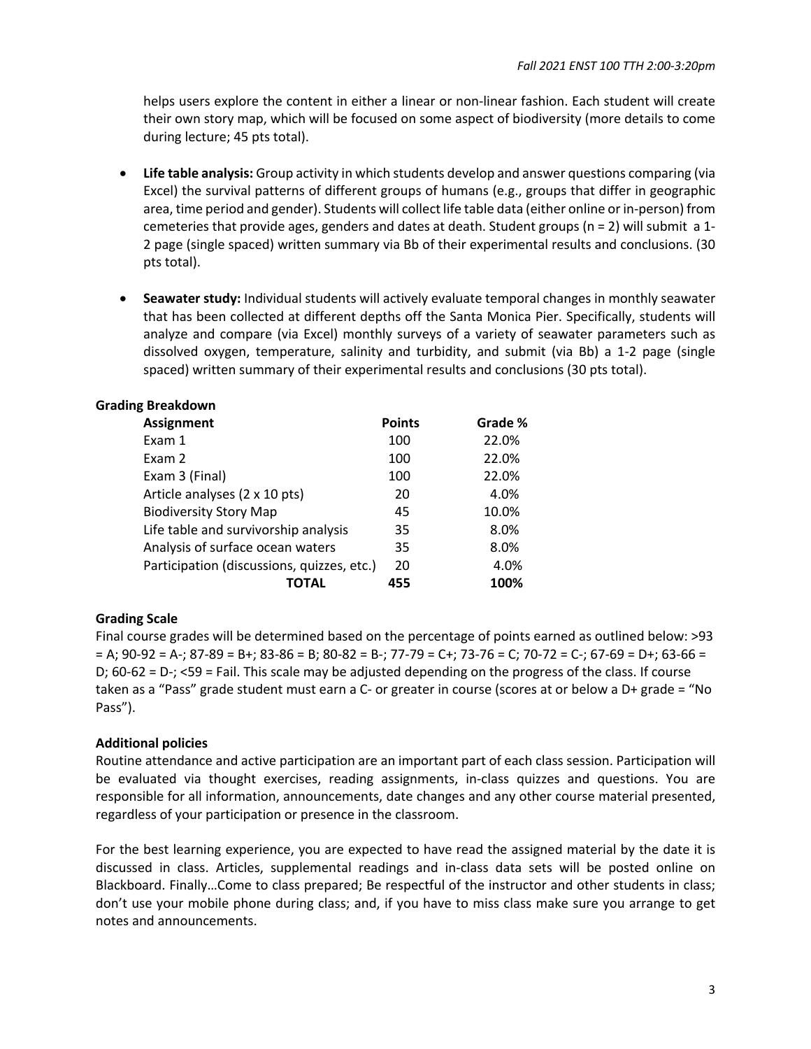helps users explore the content in either a linear or non-linear fashion. Each student will create their own story map, which will be focused on some aspect of biodiversity (more details to come during lecture; 45 pts total).

- **Life table analysis:** Group activity in which students develop and answer questions comparing (via Excel) the survival patterns of different groups of humans (e.g., groups that differ in geographic area, time period and gender). Students will collect life table data (either online or in-person) from cemeteries that provide ages, genders and dates at death. Student groups (n = 2) will submit a 1-2 page (single spaced) written summary via Bb of their experimental results and conclusions. (30 pts total).

- **Seawater study:** Individual students will actively evaluate temporal changes in monthly seawater that has been collected at different depths off the Santa Monica Pier. Specifically, students will analyze and compare (via Excel) monthly surveys of a variety of seawater parameters such as dissolved oxygen, temperature, salinity and turbidity, and submit (via Bb) a 1-2 page (single spaced) written summary of their experimental results and conclusions (30 pts total).

**Grading Breakdown**

| Assignment | Points | Grade % |
|---|---|---|
| Exam 1 | 100 | 22.0% |
| Exam 2 | 100 | 22.0% |
| Exam 3 (Final) | 100 | 22.0% |
| Article analyses (2 x 10 pts) | 20 | 4.0% |
| Biodiversity Story Map | 45 | 10.0% |
| Life table and survivorship analysis | 35 | 8.0% |
| Analysis of surface ocean waters | 35 | 8.0% |
| Participation (discussions, quizzes, etc.) | 20 | 4.0% |
| **TOTAL** | **455** | **100%** |

**Grading Scale**

Final course grades will be determined based on the percentage of points earned as outlined below: >93 = A; 90-92 = A-; 87-89 = B+; 83-86 = B; 80-82 = B-; 77-79 = C+; 73-76 = C; 70-72 = C-; 67-69 = D+; 63-66 = D; 60-62 = D-; <59 = Fail. This scale may be adjusted depending on the progress of the class. If course taken as a "Pass" grade student must earn a C- or greater in course (scores at or below a D+ grade = "No Pass").

**Additional policies**

Routine attendance and active participation are an important part of each class session. Participation will be evaluated via thought exercises, reading assignments, in-class quizzes and questions. You are responsible for all information, announcements, date changes and any other course material presented, regardless of your participation or presence in the classroom.

For the best learning experience, you are expected to have read the assigned material by the date it is discussed in class. Articles, supplemental readings and in-class data sets will be posted online on Blackboard. Finally…Come to class prepared; Be respectful of the instructor and other students in class; don't use your mobile phone during class; and, if you have to miss class make sure you arrange to get notes and announcements.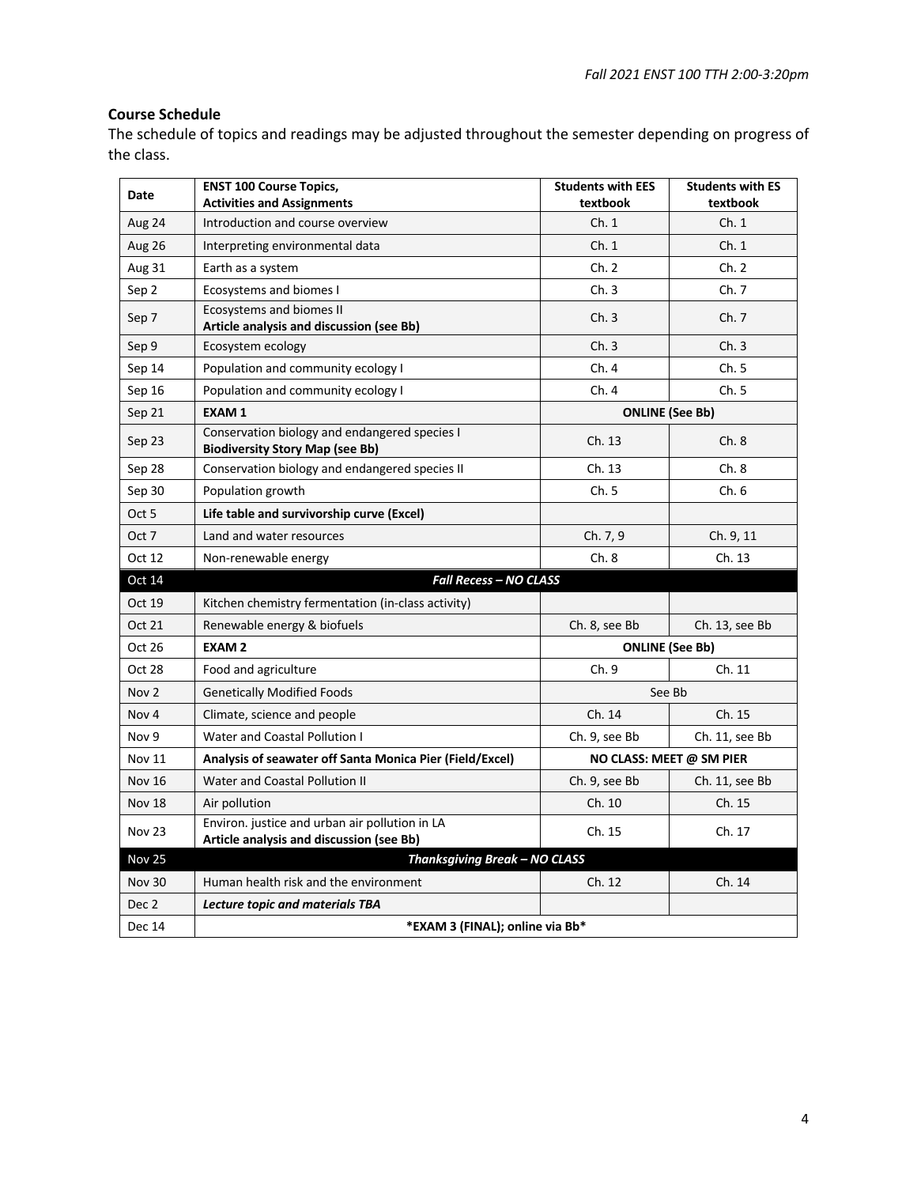### Course Schedule

The schedule of topics and readings may be adjusted throughout the semester depending on progress of the class.

| Date | ENST 100 Course Topics, Activities and Assignments | Students with EES textbook | Students with ES textbook |
|---|---|---|---|
| Aug 24 | Introduction and course overview | Ch. 1 | Ch. 1 |
| Aug 26 | Interpreting environmental data | Ch. 1 | Ch. 1 |
| Aug 31 | Earth as a system | Ch. 2 | Ch. 2 |
| Sep 2 | Ecosystems and biomes I | Ch. 3 | Ch. 7 |
| Sep 7 | Ecosystems and biomes II **Article analysis and discussion (see Bb)** | Ch. 3 | Ch. 7 |
| Sep 9 | Ecosystem ecology | Ch. 3 | Ch. 3 |
| Sep 14 | Population and community ecology I | Ch. 4 | Ch. 5 |
| Sep 16 | Population and community ecology I | Ch. 4 | Ch. 5 |
| Sep 21 | **EXAM 1** | **ONLINE (See Bb)** | |
| Sep 23 | Conservation biology and endangered species I **Biodiversity Story Map (see Bb)** | Ch. 13 | Ch. 8 |
| Sep 28 | Conservation biology and endangered species II | Ch. 13 | Ch. 8 |
| Sep 30 | Population growth | Ch. 5 | Ch. 6 |
| Oct 5 | **Life table and survivorship curve (Excel)** | | |
| Oct 7 | Land and water resources | Ch. 7, 9 | Ch. 9, 11 |
| Oct 12 | Non-renewable energy | Ch. 8 | Ch. 13 |
| Oct 14 | ***Fall Recess – NO CLASS*** | | |
| Oct 19 | Kitchen chemistry fermentation (in-class activity) | | |
| Oct 21 | Renewable energy & biofuels | Ch. 8, see Bb | Ch. 13, see Bb |
| Oct 26 | **EXAM 2** | **ONLINE (See Bb)** | |
| Oct 28 | Food and agriculture | Ch. 9 | Ch. 11 |
| Nov 2 | Genetically Modified Foods | See Bb | |
| Nov 4 | Climate, science and people | Ch. 14 | Ch. 15 |
| Nov 9 | Water and Coastal Pollution I | Ch. 9, see Bb | Ch. 11, see Bb |
| Nov 11 | **Analysis of seawater off Santa Monica Pier (Field/Excel)** | **NO CLASS: MEET @ SM PIER** | |
| Nov 16 | Water and Coastal Pollution II | Ch. 9, see Bb | Ch. 11, see Bb |
| Nov 18 | Air pollution | Ch. 10 | Ch. 15 |
| Nov 23 | Environ. justice and urban air pollution in LA **Article analysis and discussion (see Bb)** | Ch. 15 | Ch. 17 |
| Nov 25 | ***Thanksgiving Break – NO CLASS*** | | |
| Nov 30 | Human health risk and the environment | Ch. 12 | Ch. 14 |
| Dec 2 | ***Lecture topic and materials TBA*** | | |
| Dec 14 | ***EXAM 3 (FINAL); online via Bb*** | | |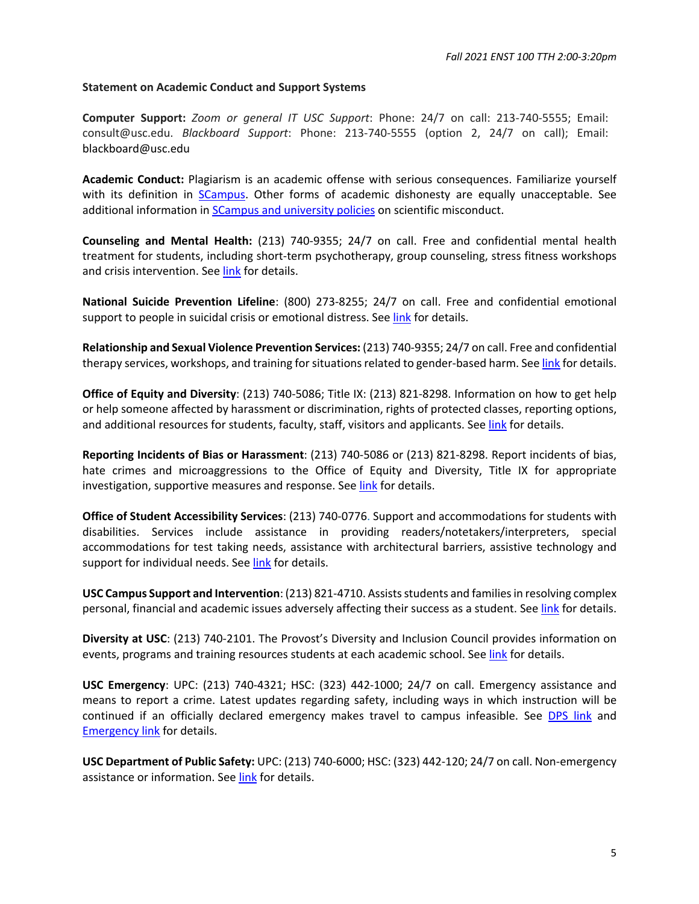**Statement on Academic Conduct and Support Systems**

**Computer Support:** *Zoom or general IT USC Support*: Phone: 24/7 on call: 213-740-5555; Email: consult@usc.edu. *Blackboard Support*: Phone: 213-740-5555 (option 2, 24/7 on call); Email: blackboard@usc.edu

**Academic Conduct:** Plagiarism is an academic offense with serious consequences. Familiarize yourself with its definition in SCampus. Other forms of academic dishonesty are equally unacceptable. See additional information in SCampus and university policies on scientific misconduct.

**Counseling and Mental Health:** (213) 740-9355; 24/7 on call. Free and confidential mental health treatment for students, including short-term psychotherapy, group counseling, stress fitness workshops and crisis intervention. See link for details.

**National Suicide Prevention Lifeline**: (800) 273-8255; 24/7 on call. Free and confidential emotional support to people in suicidal crisis or emotional distress. See link for details.

**Relationship and Sexual Violence Prevention Services:** (213) 740-9355; 24/7 on call. Free and confidential therapy services, workshops, and training for situations related to gender-based harm. See link for details.

**Office of Equity and Diversity**: (213) 740-5086; Title IX: (213) 821-8298. Information on how to get help or help someone affected by harassment or discrimination, rights of protected classes, reporting options, and additional resources for students, faculty, staff, visitors and applicants. See link for details.

**Reporting Incidents of Bias or Harassment**: (213) 740-5086 or (213) 821-8298. Report incidents of bias, hate crimes and microaggressions to the Office of Equity and Diversity, Title IX for appropriate investigation, supportive measures and response. See link for details.

**Office of Student Accessibility Services**: (213) 740-0776. Support and accommodations for students with disabilities. Services include assistance in providing readers/notetakers/interpreters, special accommodations for test taking needs, assistance with architectural barriers, assistive technology and support for individual needs. See link for details.

**USC Campus Support and Intervention**: (213) 821-4710. Assists students and families in resolving complex personal, financial and academic issues adversely affecting their success as a student. See link for details.

**Diversity at USC**: (213) 740-2101. The Provost's Diversity and Inclusion Council provides information on events, programs and training resources students at each academic school. See link for details.

**USC Emergency**: UPC: (213) 740-4321; HSC: (323) 442-1000; 24/7 on call. Emergency assistance and means to report a crime. Latest updates regarding safety, including ways in which instruction will be continued if an officially declared emergency makes travel to campus infeasible. See DPS link and Emergency link for details.

**USC Department of Public Safety:** UPC: (213) 740-6000; HSC: (323) 442-120; 24/7 on call. Non-emergency assistance or information. See link for details.